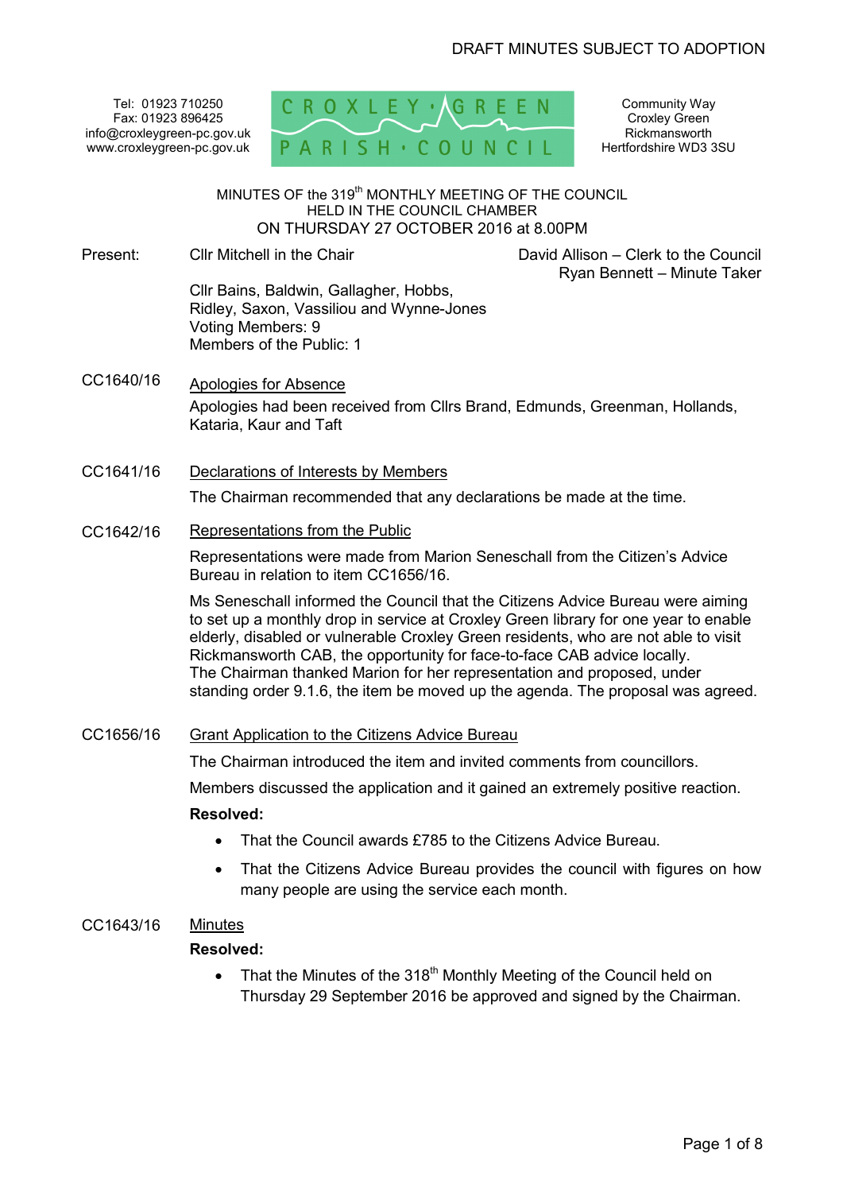DRAFT MINUTES SUBJECT TO ADOPTION

Tel: 01923 710250
Fax: 01923 896425
info@croxleygreen-pc.gov.uk
www.croxleygreen-pc.gov.uk

CROXLEY · GREEN PARISH · COUNCIL

Community Way
Croxley Green
Rickmansworth
Hertfordshire WD3 3SU

# MINUTES OF the 319th MONTHLY MEETING OF THE COUNCIL HELD IN THE COUNCIL CHAMBER ON THURSDAY 27 OCTOBER 2016 at 8.00PM

Present: Cllr Mitchell in the Chair

David Allison – Clerk to the Council
Ryan Bennett – Minute Taker

Cllr Bains, Baldwin, Gallagher, Hobbs, Ridley, Saxon, Vassiliou and Wynne-Jones
Voting Members: 9
Members of the Public: 1

**CC1640/16** Apologies for Absence

Apologies had been received from Cllrs Brand, Edmunds, Greenman, Hollands, Kataria, Kaur and Taft

**CC1641/16** Declarations of Interests by Members

The Chairman recommended that any declarations be made at the time.

**CC1642/16** Representations from the Public

Representations were made from Marion Seneschall from the Citizen's Advice Bureau in relation to item CC1656/16.

Ms Seneschall informed the Council that the Citizens Advice Bureau were aiming to set up a monthly drop in service at Croxley Green library for one year to enable elderly, disabled or vulnerable Croxley Green residents, who are not able to visit Rickmansworth CAB, the opportunity for face-to-face CAB advice locally. The Chairman thanked Marion for her representation and proposed, under standing order 9.1.6, the item be moved up the agenda. The proposal was agreed.

**CC1656/16** Grant Application to the Citizens Advice Bureau

The Chairman introduced the item and invited comments from councillors.

Members discussed the application and it gained an extremely positive reaction.

**Resolved:**

- That the Council awards £785 to the Citizens Advice Bureau.
- That the Citizens Advice Bureau provides the council with figures on how many people are using the service each month.

**CC1643/16** Minutes

**Resolved:**

- That the Minutes of the 318th Monthly Meeting of the Council held on Thursday 29 September 2016 be approved and signed by the Chairman.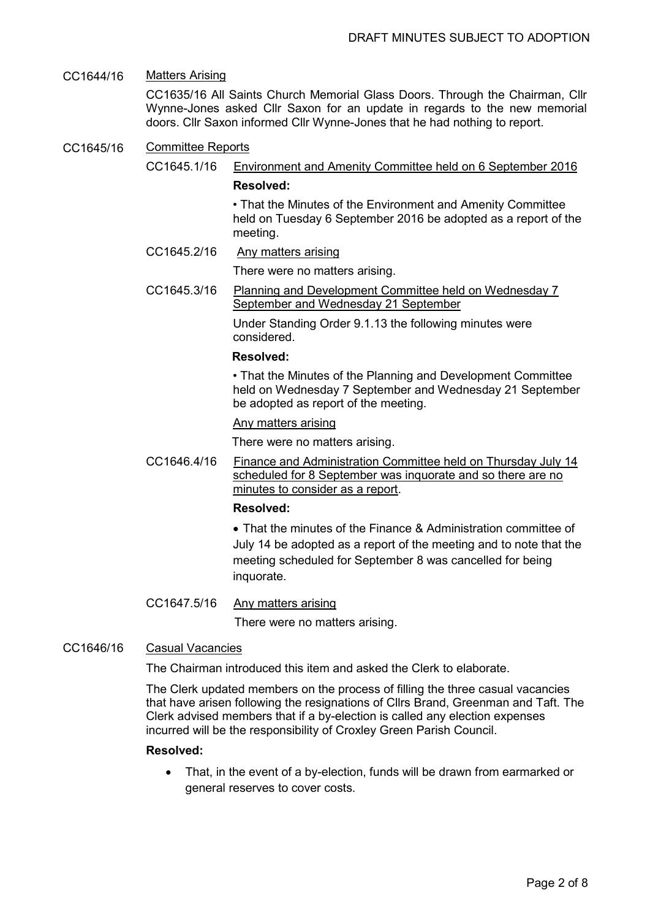DRAFT MINUTES SUBJECT TO ADOPTION

CC1644/16 Matters Arising

CC1635/16 All Saints Church Memorial Glass Doors. Through the Chairman, Cllr Wynne-Jones asked Cllr Saxon for an update in regards to the new memorial doors. Cllr Saxon informed Cllr Wynne-Jones that he had nothing to report.

CC1645/16 Committee Reports

CC1645.1/16 Environment and Amenity Committee held on 6 September 2016

**Resolved:**

• That the Minutes of the Environment and Amenity Committee held on Tuesday 6 September 2016 be adopted as a report of the meeting.

CC1645.2/16 Any matters arising

There were no matters arising.

CC1645.3/16 Planning and Development Committee held on Wednesday 7 September and Wednesday 21 September

Under Standing Order 9.1.13 the following minutes were considered.

**Resolved:**

• That the Minutes of the Planning and Development Committee held on Wednesday 7 September and Wednesday 21 September be adopted as report of the meeting.

Any matters arising

There were no matters arising.

CC1646.4/16 Finance and Administration Committee held on Thursday July 14 scheduled for 8 September was inquorate and so there are no minutes to consider as a report.

**Resolved:**

- That the minutes of the Finance & Administration committee of July 14 be adopted as a report of the meeting and to note that the meeting scheduled for September 8 was cancelled for being inquorate.

CC1647.5/16 Any matters arising

There were no matters arising.

CC1646/16 Casual Vacancies

The Chairman introduced this item and asked the Clerk to elaborate.

The Clerk updated members on the process of filling the three casual vacancies that have arisen following the resignations of Cllrs Brand, Greenman and Taft. The Clerk advised members that if a by-election is called any election expenses incurred will be the responsibility of Croxley Green Parish Council.

**Resolved:**

- That, in the event of a by-election, funds will be drawn from earmarked or general reserves to cover costs.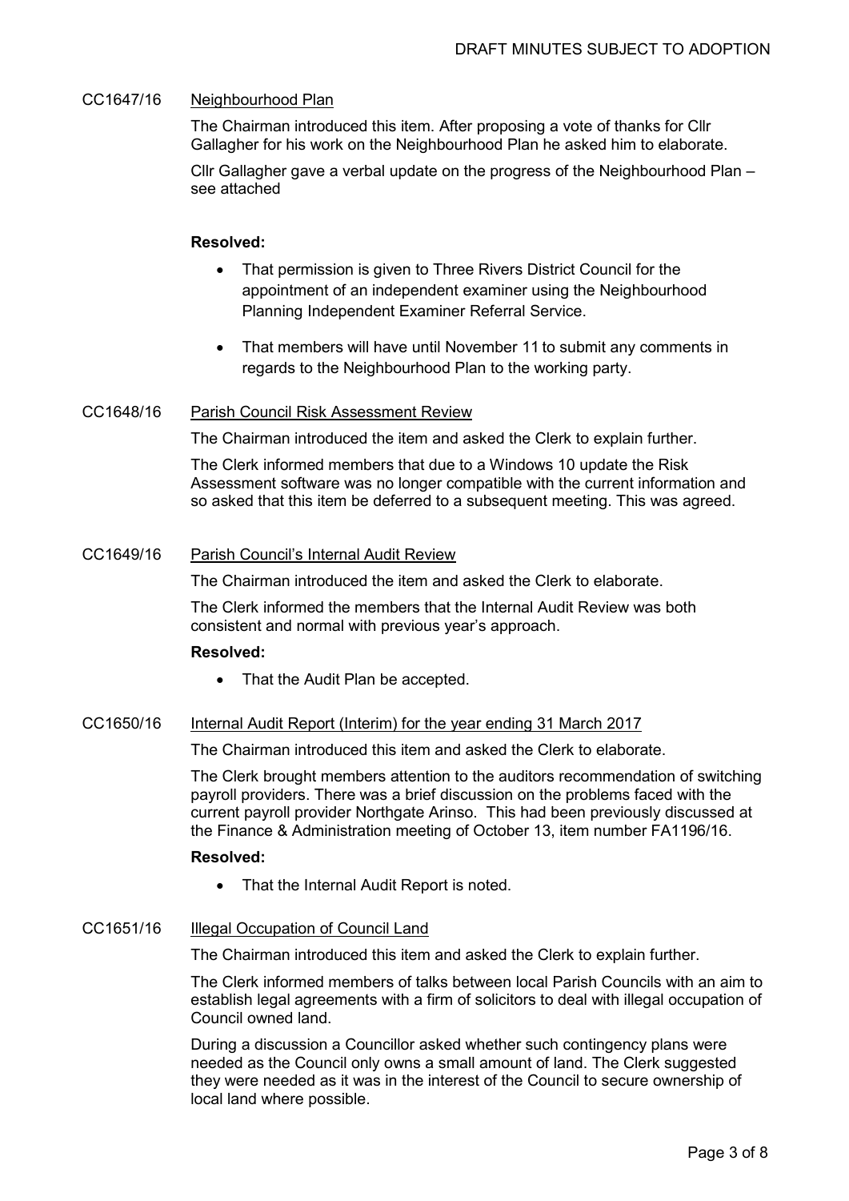DRAFT MINUTES SUBJECT TO ADOPTION

**CC1647/16 Neighbourhood Plan**

The Chairman introduced this item. After proposing a vote of thanks for Cllr Gallagher for his work on the Neighbourhood Plan he asked him to elaborate.

Cllr Gallagher gave a verbal update on the progress of the Neighbourhood Plan – see attached

**Resolved:**

- That permission is given to Three Rivers District Council for the appointment of an independent examiner using the Neighbourhood Planning Independent Examiner Referral Service.
- That members will have until November 11 to submit any comments in regards to the Neighbourhood Plan to the working party.

**CC1648/16 Parish Council Risk Assessment Review**

The Chairman introduced the item and asked the Clerk to explain further.

The Clerk informed members that due to a Windows 10 update the Risk Assessment software was no longer compatible with the current information and so asked that this item be deferred to a subsequent meeting. This was agreed.

**CC1649/16 Parish Council's Internal Audit Review**

The Chairman introduced the item and asked the Clerk to elaborate.

The Clerk informed the members that the Internal Audit Review was both consistent and normal with previous year's approach.

**Resolved:**

- That the Audit Plan be accepted.

**CC1650/16 Internal Audit Report (Interim) for the year ending 31 March 2017**

The Chairman introduced this item and asked the Clerk to elaborate.

The Clerk brought members attention to the auditors recommendation of switching payroll providers. There was a brief discussion on the problems faced with the current payroll provider Northgate Arinso. This had been previously discussed at the Finance & Administration meeting of October 13, item number FA1196/16.

**Resolved:**

- That the Internal Audit Report is noted.

**CC1651/16 Illegal Occupation of Council Land**

The Chairman introduced this item and asked the Clerk to explain further.

The Clerk informed members of talks between local Parish Councils with an aim to establish legal agreements with a firm of solicitors to deal with illegal occupation of Council owned land.

During a discussion a Councillor asked whether such contingency plans were needed as the Council only owns a small amount of land. The Clerk suggested they were needed as it was in the interest of the Council to secure ownership of local land where possible.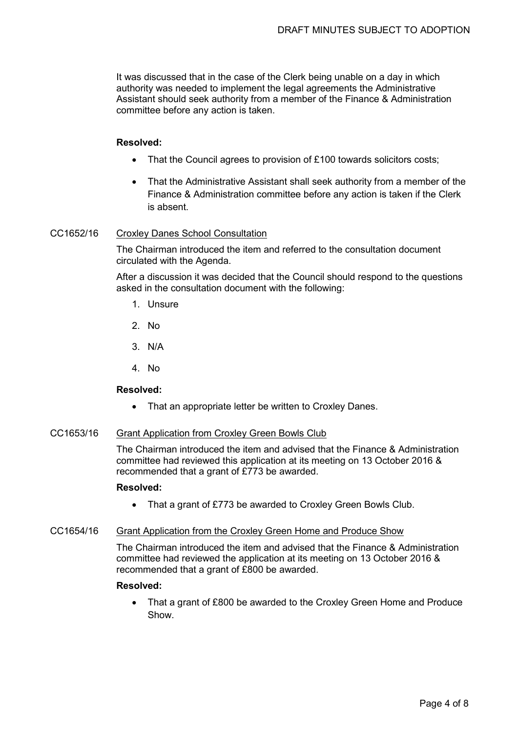It was discussed that in the case of the Clerk being unable on a day in which authority was needed to implement the legal agreements the Administrative Assistant should seek authority from a member of the Finance & Administration committee before any action is taken.

**Resolved:**

- That the Council agrees to provision of £100 towards solicitors costs;
- That the Administrative Assistant shall seek authority from a member of the Finance & Administration committee before any action is taken if the Clerk is absent.

CC1652/16 Croxley Danes School Consultation

The Chairman introduced the item and referred to the consultation document circulated with the Agenda.

After a discussion it was decided that the Council should respond to the questions asked in the consultation document with the following:

1. Unsure
2. No
3. N/A
4. No

**Resolved:**

- That an appropriate letter be written to Croxley Danes.

CC1653/16 Grant Application from Croxley Green Bowls Club

The Chairman introduced the item and advised that the Finance & Administration committee had reviewed this application at its meeting on 13 October 2016 & recommended that a grant of £773 be awarded.

**Resolved:**

- That a grant of £773 be awarded to Croxley Green Bowls Club.

CC1654/16 Grant Application from the Croxley Green Home and Produce Show

The Chairman introduced the item and advised that the Finance & Administration committee had reviewed the application at its meeting on 13 October 2016 & recommended that a grant of £800 be awarded.

**Resolved:**

- That a grant of £800 be awarded to the Croxley Green Home and Produce Show.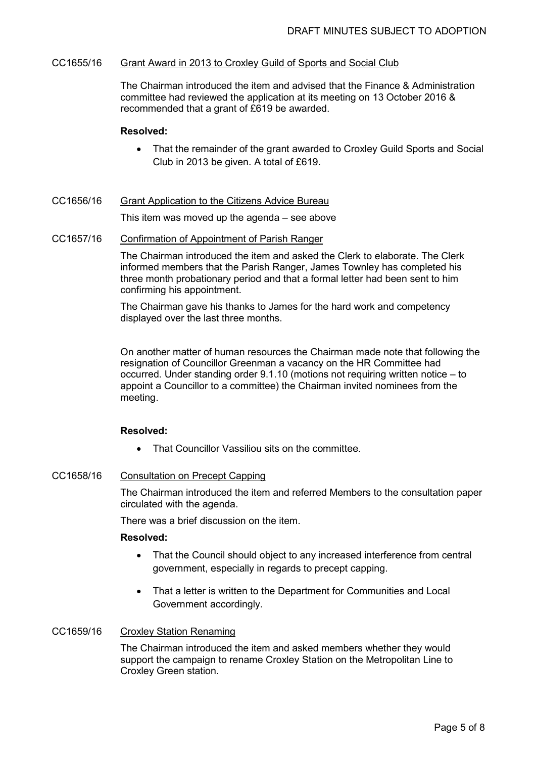DRAFT MINUTES SUBJECT TO ADOPTION

CC1655/16 Grant Award in 2013 to Croxley Guild of Sports and Social Club

The Chairman introduced the item and advised that the Finance & Administration committee had reviewed the application at its meeting on 13 October 2016 & recommended that a grant of £619 be awarded.

**Resolved:**

- That the remainder of the grant awarded to Croxley Guild Sports and Social Club in 2013 be given. A total of £619.

CC1656/16 Grant Application to the Citizens Advice Bureau

This item was moved up the agenda – see above

CC1657/16 Confirmation of Appointment of Parish Ranger

The Chairman introduced the item and asked the Clerk to elaborate. The Clerk informed members that the Parish Ranger, James Townley has completed his three month probationary period and that a formal letter had been sent to him confirming his appointment.

The Chairman gave his thanks to James for the hard work and competency displayed over the last three months.

On another matter of human resources the Chairman made note that following the resignation of Councillor Greenman a vacancy on the HR Committee had occurred. Under standing order 9.1.10 (motions not requiring written notice – to appoint a Councillor to a committee) the Chairman invited nominees from the meeting.

**Resolved:**

- That Councillor Vassiliou sits on the committee.

CC1658/16 Consultation on Precept Capping

The Chairman introduced the item and referred Members to the consultation paper circulated with the agenda.

There was a brief discussion on the item.

**Resolved:**

- That the Council should object to any increased interference from central government, especially in regards to precept capping.
- That a letter is written to the Department for Communities and Local Government accordingly.

CC1659/16 Croxley Station Renaming

The Chairman introduced the item and asked members whether they would support the campaign to rename Croxley Station on the Metropolitan Line to Croxley Green station.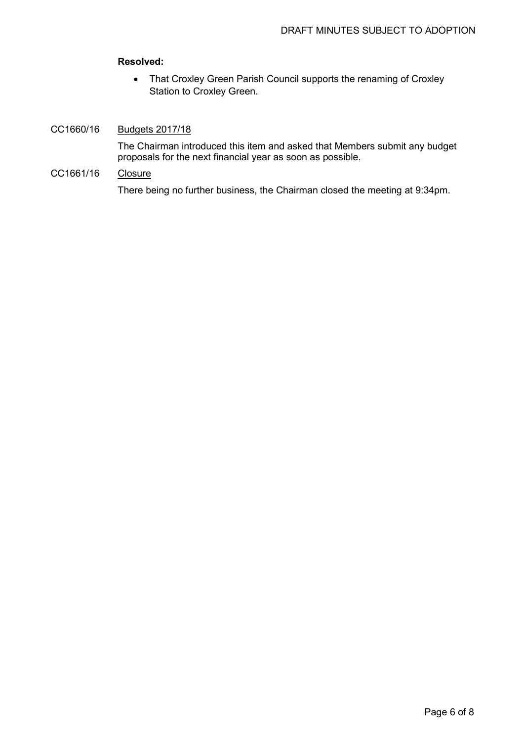**Resolved:**

- That Croxley Green Parish Council supports the renaming of Croxley Station to Croxley Green.

CC1660/16 Budgets 2017/18

The Chairman introduced this item and asked that Members submit any budget proposals for the next financial year as soon as possible.

CC1661/16 Closure

There being no further business, the Chairman closed the meeting at 9:34pm.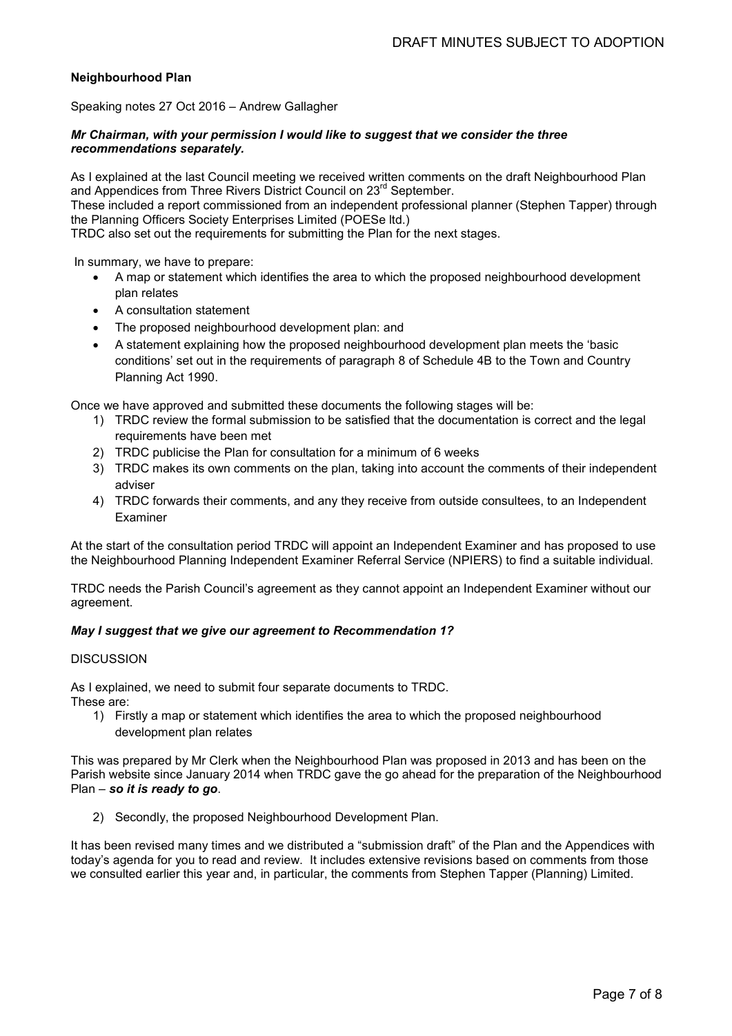**Neighbourhood Plan**

Speaking notes 27 Oct 2016 – Andrew Gallagher

***Mr Chairman, with your permission I would like to suggest that we consider the three recommendations separately.***

As I explained at the last Council meeting we received written comments on the draft Neighbourhood Plan and Appendices from Three Rivers District Council on 23rd September.
These included a report commissioned from an independent professional planner (Stephen Tapper) through the Planning Officers Society Enterprises Limited (POESe ltd.)
TRDC also set out the requirements for submitting the Plan for the next stages.

In summary, we have to prepare:

- A map or statement which identifies the area to which the proposed neighbourhood development plan relates
- A consultation statement
- The proposed neighbourhood development plan: and
- A statement explaining how the proposed neighbourhood development plan meets the 'basic conditions' set out in the requirements of paragraph 8 of Schedule 4B to the Town and Country Planning Act 1990.

Once we have approved and submitted these documents the following stages will be:

1) TRDC review the formal submission to be satisfied that the documentation is correct and the legal requirements have been met
2) TRDC publicise the Plan for consultation for a minimum of 6 weeks
3) TRDC makes its own comments on the plan, taking into account the comments of their independent adviser
4) TRDC forwards their comments, and any they receive from outside consultees, to an Independent Examiner

At the start of the consultation period TRDC will appoint an Independent Examiner and has proposed to use the Neighbourhood Planning Independent Examiner Referral Service (NPIERS) to find a suitable individual.

TRDC needs the Parish Council's agreement as they cannot appoint an Independent Examiner without our agreement.

***May I suggest that we give our agreement to Recommendation 1?***

DISCUSSION

As I explained, we need to submit four separate documents to TRDC.
These are:

1) Firstly a map or statement which identifies the area to which the proposed neighbourhood development plan relates

This was prepared by Mr Clerk when the Neighbourhood Plan was proposed in 2013 and has been on the Parish website since January 2014 when TRDC gave the go ahead for the preparation of the Neighbourhood Plan – ***so it is ready to go***.

2) Secondly, the proposed Neighbourhood Development Plan.

It has been revised many times and we distributed a "submission draft" of the Plan and the Appendices with today's agenda for you to read and review. It includes extensive revisions based on comments from those we consulted earlier this year and, in particular, the comments from Stephen Tapper (Planning) Limited.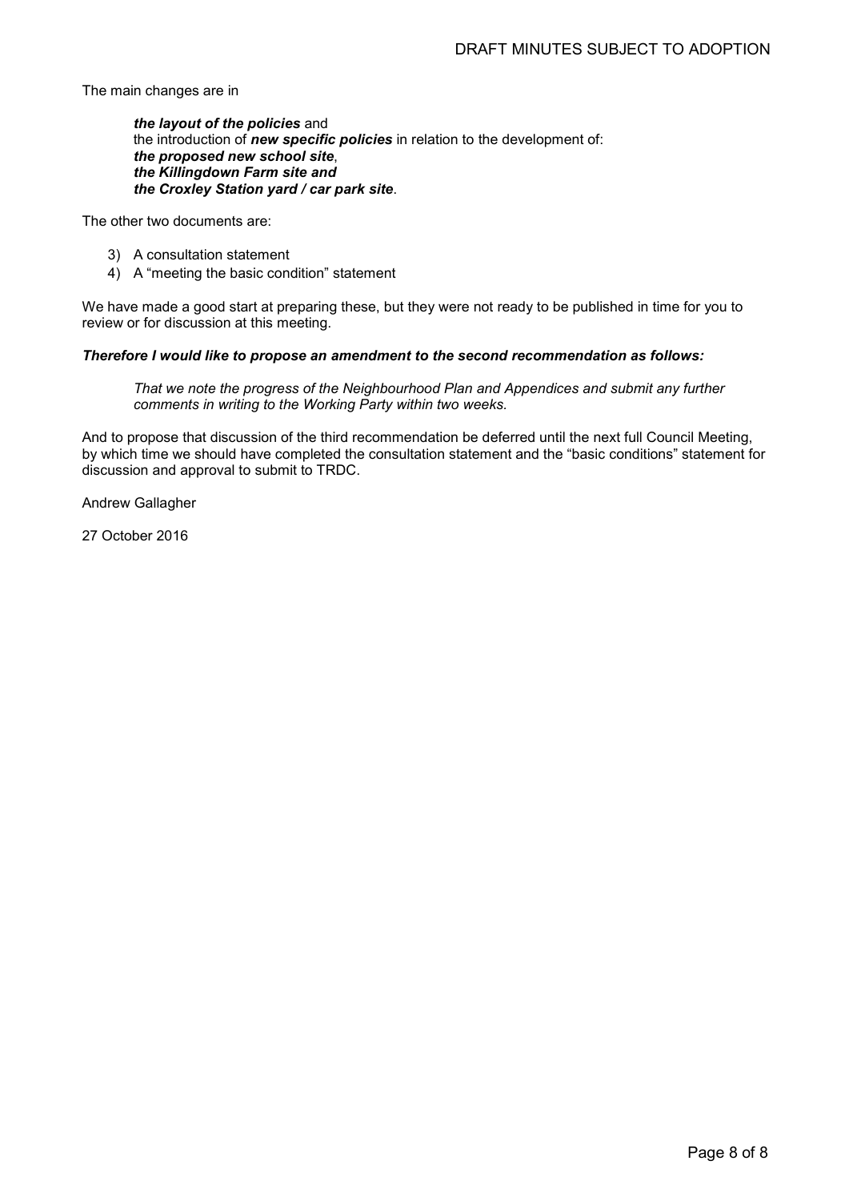The main changes are in

> ***the layout of the policies*** and
> the introduction of ***new specific policies*** in relation to the development of:
> ***the proposed new school site***,
> ***the Killingdown Farm site and***
> ***the Croxley Station yard / car park site***.

The other two documents are:

3) A consultation statement
4) A "meeting the basic condition" statement

We have made a good start at preparing these, but they were not ready to be published in time for you to review or for discussion at this meeting.

***Therefore I would like to propose an amendment to the second recommendation as follows:***

> *That we note the progress of the Neighbourhood Plan and Appendices and submit any further comments in writing to the Working Party within two weeks.*

And to propose that discussion of the third recommendation be deferred until the next full Council Meeting, by which time we should have completed the consultation statement and the "basic conditions" statement for discussion and approval to submit to TRDC.

Andrew Gallagher

27 October 2016